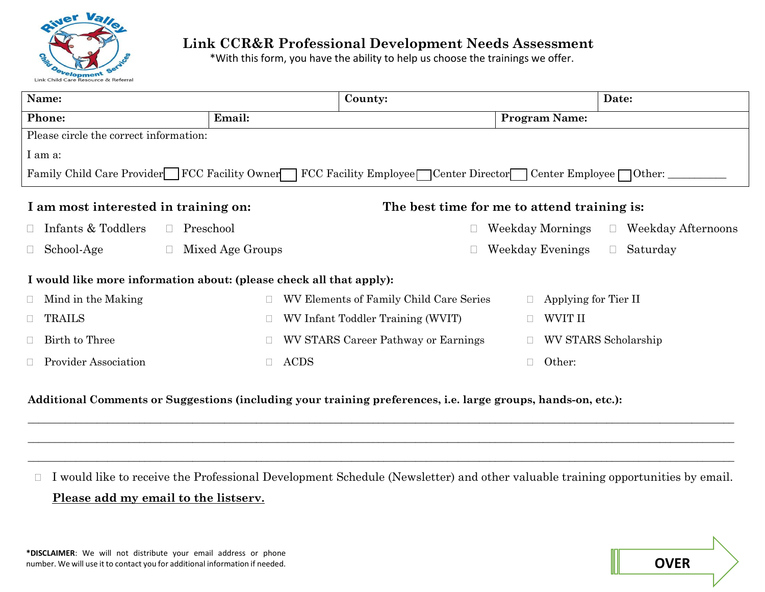River Valley Child Development Services
Link Child Care Resource & Referral

# Link CCR&R Professional Development Needs Assessment

*With this form, you have the ability to help us choose the trainings we offer.

| **Name:** | | **County:** | **Date:** |
|---|---|---|---|
| **Phone:** | **Email:** | **Program Name:** | |

Please circle the correct information:

I am a:

Family Child Care Provider ☐ FCC Facility Owner ☐ FCC Facility Employee ☐ Center Director ☐ Center Employee ☐ Other: __________

**I am most interested in training on:**

- ☐ Infants & Toddlers
- ☐ Preschool
- ☐ School-Age
- ☐ Mixed Age Groups

**The best time for me to attend training is:**

- ☐ Weekday Mornings
- ☐ Weekday Afternoons
- ☐ Weekday Evenings
- ☐ Saturday

**I would like more information about: (please check all that apply):**

- ☐ Mind in the Making
- ☐ WV Elements of Family Child Care Series
- ☐ Applying for Tier II
- ☐ TRAILS
- ☐ WV Infant Toddler Training (WVIT)
- ☐ WVIT II
- ☐ Birth to Three
- ☐ WV STARS Career Pathway or Earnings
- ☐ WV STARS Scholarship
- ☐ Provider Association
- ☐ ACDS
- ☐ Other:

**Additional Comments or Suggestions (including your training preferences, i.e. large groups, hands-on, etc.):**

________________________________________________________________________________

________________________________________________________________________________

________________________________________________________________________________

☐ I would like to receive the Professional Development Schedule (Newsletter) and other valuable training opportunities by email. **Please add my email to the listserv.**

**\*DISCLAIMER**: We will not distribute your email address or phone number. We will use it to contact you for additional information if needed.

**OVER**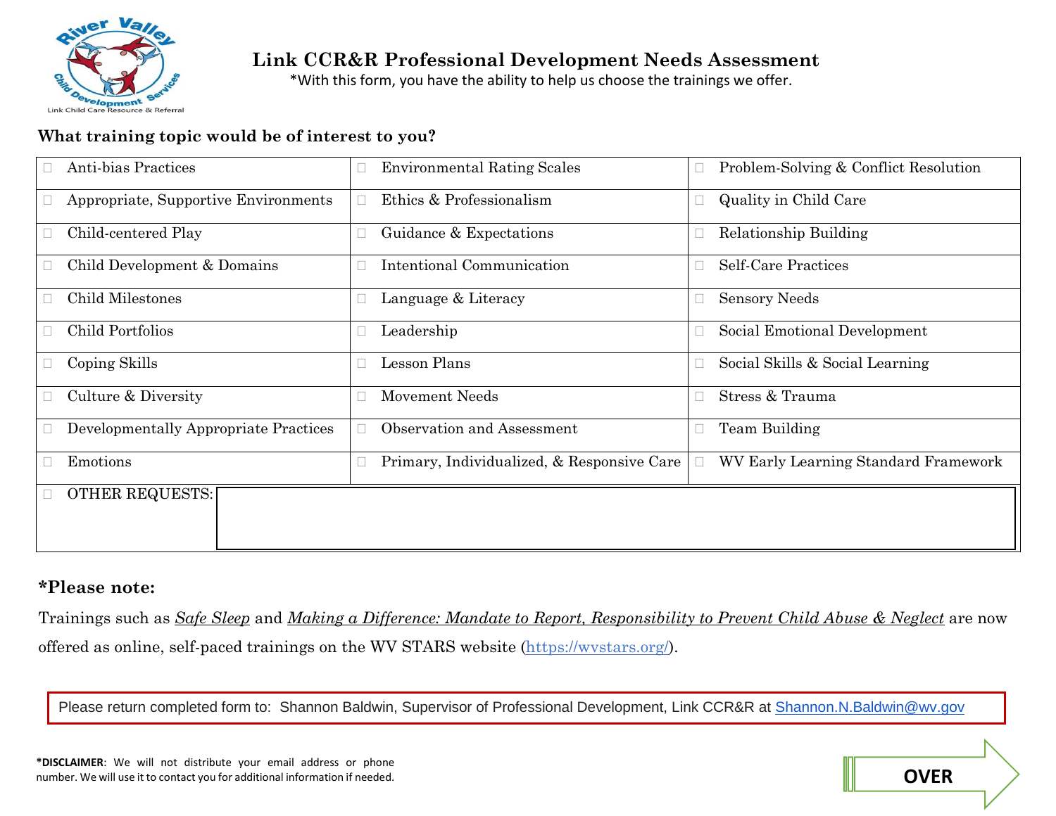# Link CCR&R Professional Development Needs Assessment

*With this form, you have the ability to help us choose the trainings we offer.

**What training topic would be of interest to you?**

| | | |
|---|---|---|
| ☐ Anti-bias Practices | ☐ Environmental Rating Scales | ☐ Problem-Solving & Conflict Resolution |
| ☐ Appropriate, Supportive Environments | ☐ Ethics & Professionalism | ☐ Quality in Child Care |
| ☐ Child-centered Play | ☐ Guidance & Expectations | ☐ Relationship Building |
| ☐ Child Development & Domains | ☐ Intentional Communication | ☐ Self-Care Practices |
| ☐ Child Milestones | ☐ Language & Literacy | ☐ Sensory Needs |
| ☐ Child Portfolios | ☐ Leadership | ☐ Social Emotional Development |
| ☐ Coping Skills | ☐ Lesson Plans | ☐ Social Skills & Social Learning |
| ☐ Culture & Diversity | ☐ Movement Needs | ☐ Stress & Trauma |
| ☐ Developmentally Appropriate Practices | ☐ Observation and Assessment | ☐ Team Building |
| ☐ Emotions | ☐ Primary, Individualized, & Responsive Care | ☐ WV Early Learning Standard Framework |
| ☐ OTHER REQUESTS: | | |

## *Please note:

Trainings such as *Safe Sleep* and *Making a Difference: Mandate to Report, Responsibility to Prevent Child Abuse & Neglect* are now offered as online, self-paced trainings on the WV STARS website (https://wvstars.org/).

Please return completed form to: Shannon Baldwin, Supervisor of Professional Development, Link CCR&R at Shannon.N.Baldwin@wv.gov

**\*DISCLAIMER**: We will not distribute your email address or phone number. We will use it to contact you for additional information if needed.

**OVER**